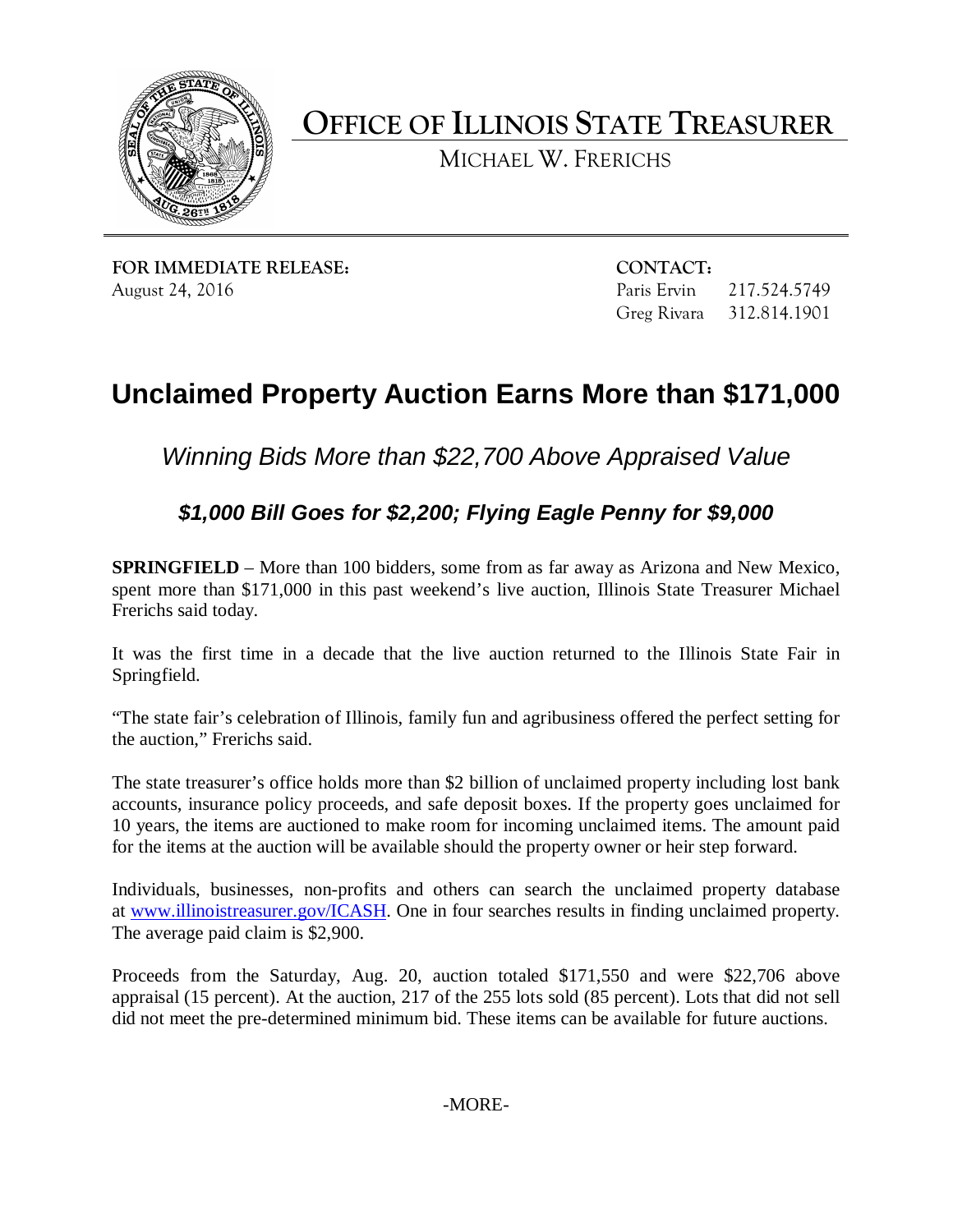# OFFICE OF ILLINOIS STATE TREASURER

MICHAEL W. FRERICHS

**FOR IMMEDIATE RELEASE:**
August 24, 2016

**CONTACT:**
Paris Ervin 217.524.5749
Greg Rivara 312.814.1901

# Unclaimed Property Auction Earns More than $171,000

## *Winning Bids More than $22,700 Above Appraised Value*

### ***$1,000 Bill Goes for $2,200; Flying Eagle Penny for $9,000***

**SPRINGFIELD** – More than 100 bidders, some from as far away as Arizona and New Mexico, spent more than $171,000 in this past weekend's live auction, Illinois State Treasurer Michael Frerichs said today.

It was the first time in a decade that the live auction returned to the Illinois State Fair in Springfield.

"The state fair's celebration of Illinois, family fun and agribusiness offered the perfect setting for the auction," Frerichs said.

The state treasurer's office holds more than $2 billion of unclaimed property including lost bank accounts, insurance policy proceeds, and safe deposit boxes. If the property goes unclaimed for 10 years, the items are auctioned to make room for incoming unclaimed items. The amount paid for the items at the auction will be available should the property owner or heir step forward.

Individuals, businesses, non-profits and others can search the unclaimed property database at [www.illinoistreasurer.gov/ICASH](www.illinoistreasurer.gov/ICASH). One in four searches results in finding unclaimed property. The average paid claim is $2,900.

Proceeds from the Saturday, Aug. 20, auction totaled $171,550 and were $22,706 above appraisal (15 percent). At the auction, 217 of the 255 lots sold (85 percent). Lots that did not sell did not meet the pre-determined minimum bid. These items can be available for future auctions.

-MORE-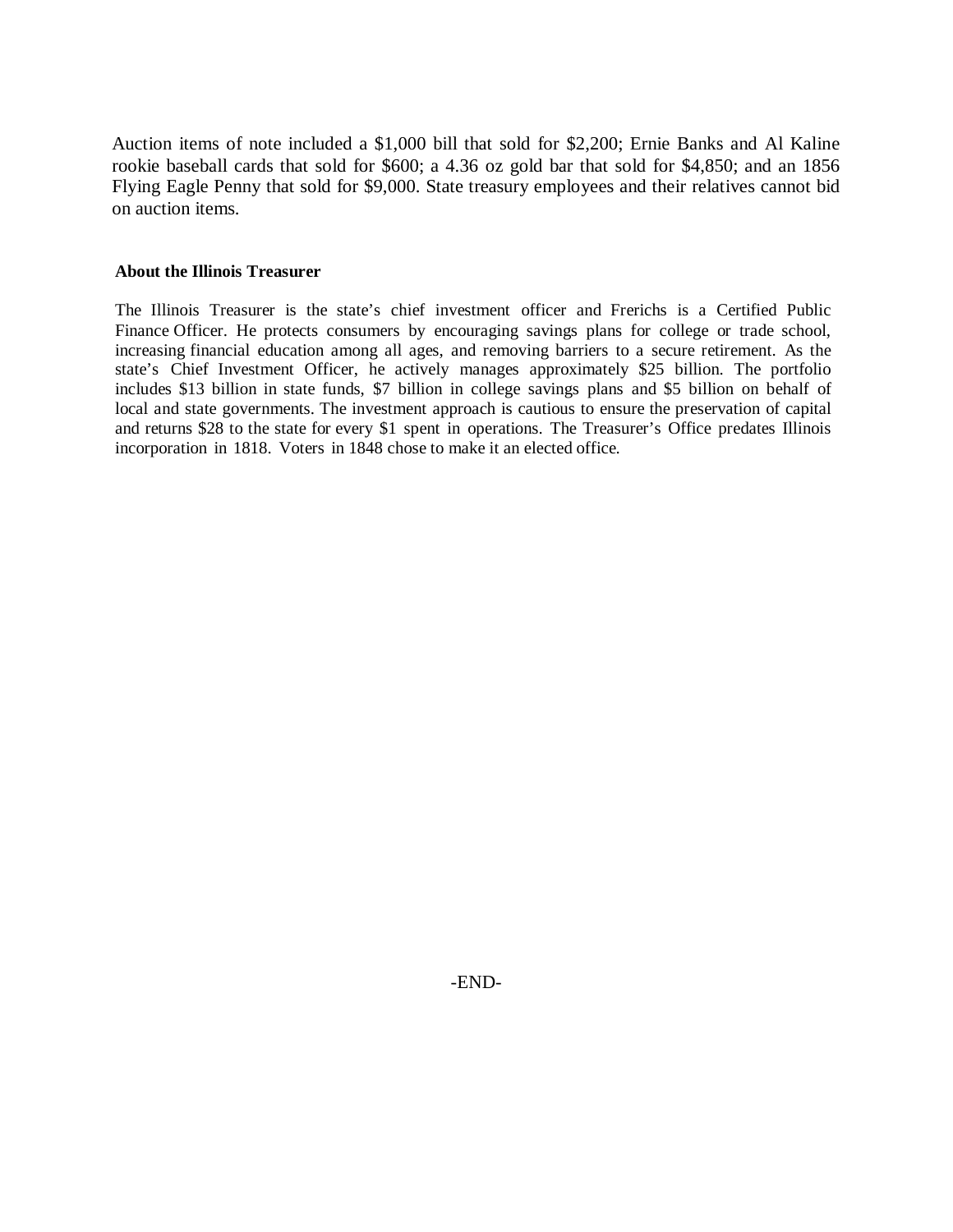Auction items of note included a $1,000 bill that sold for $2,200; Ernie Banks and Al Kaline rookie baseball cards that sold for $600; a 4.36 oz gold bar that sold for $4,850; and an 1856 Flying Eagle Penny that sold for $9,000. State treasury employees and their relatives cannot bid on auction items.

**About the Illinois Treasurer**

The Illinois Treasurer is the state's chief investment officer and Frerichs is a Certified Public Finance Officer. He protects consumers by encouraging savings plans for college or trade school, increasing financial education among all ages, and removing barriers to a secure retirement. As the state's Chief Investment Officer, he actively manages approximately $25 billion. The portfolio includes $13 billion in state funds, $7 billion in college savings plans and $5 billion on behalf of local and state governments. The investment approach is cautious to ensure the preservation of capital and returns $28 to the state for every $1 spent in operations. The Treasurer's Office predates Illinois incorporation in 1818. Voters in 1848 chose to make it an elected office.

-END-